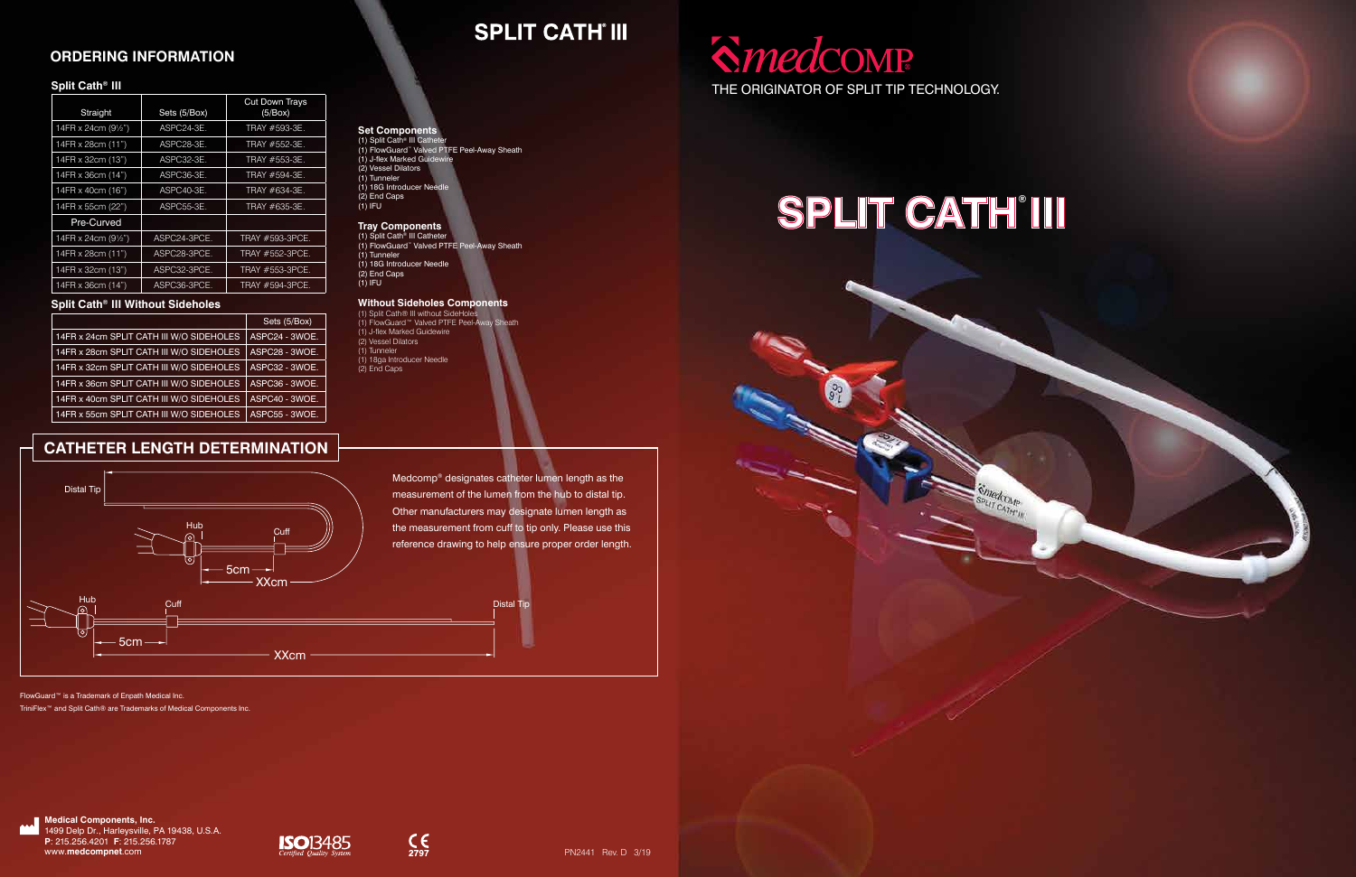## ORDERING INFORMATION

### Split Cath® III

| Straight | Sets (5/Box) | Cut Down Trays (5/Box) |
|---|---|---|
| 14FR x 24cm (9½") | ASPC24-3E. | TRAY #593-3E. |
| 14FR x 28cm (11") | ASPC28-3E. | TRAY #552-3E. |
| 14FR x 32cm (13") | ASPC32-3E. | TRAY #553-3E. |
| 14FR x 36cm (14") | ASPC36-3E. | TRAY #594-3E. |
| 14FR x 40cm (16") | ASPC40-3E. | TRAY #634-3E. |
| 14FR x 55cm (22") | ASPC55-3E. | TRAY #635-3E. |
| Pre-Curved | | |
| 14FR x 24cm (9½") | ASPC24-3PCE. | TRAY #593-3PCE. |
| 14FR x 28cm (11") | ASPC28-3PCE. | TRAY #552-3PCE. |
| 14FR x 32cm (13") | ASPC32-3PCE. | TRAY #553-3PCE. |
| 14FR x 36cm (14") | ASPC36-3PCE. | TRAY #594-3PCE. |

### Split Cath® III Without Sideholes

| | Sets (5/Box) |
|---|---|
| 14FR x 24cm SPLIT CATH III W/O SIDEHOLES | ASPC24 - 3WOE. |
| 14FR x 28cm SPLIT CATH III W/O SIDEHOLES | ASPC28 - 3WOE. |
| 14FR x 32cm SPLIT CATH III W/O SIDEHOLES | ASPC32 - 3WOE. |
| 14FR x 36cm SPLIT CATH III W/O SIDEHOLES | ASPC36 - 3WOE. |
| 14FR x 40cm SPLIT CATH III W/O SIDEHOLES | ASPC40 - 3WOE. |
| 14FR x 55cm SPLIT CATH III W/O SIDEHOLES | ASPC55 - 3WOE. |

# SPLIT CATH® III

### Set Components
(1) Split Cath® III Catheter
(1) FlowGuard™ Valved PTFE Peel-Away Sheath
(1) J-flex Marked Guidewire
(2) Vessel Dilators
(1) Tunneler
(1) 18G Introducer Needle
(2) End Caps
(1) IFU

### Tray Components
(1) Split Cath® III Catheter
(1) FlowGuard™ Valved PTFE Peel-Away Sheath
(1) Tunneler
(1) 18G Introducer Needle
(2) End Caps
(1) IFU

### Without Sideholes Components
(1) Split Cath® III without SideHoles
(1) FlowGuard™ Valved PTFE Peel-Away Sheath
(1) J-flex Marked Guidewire
(2) Vessel Dilators
(1) Tunneler
(1) 18ga Introducer Needle
(2) End Caps

## CATHETER LENGTH DETERMINATION

Distal Tip
Hub
Cuff
5cm
XXcm

Hub
Cuff
Distal Tip
5cm
XXcm

Medcomp® designates catheter lumen length as the measurement of the lumen from the hub to distal tip. Other manufacturers may designate lumen length as the measurement from cuff to tip only. Please use this reference drawing to help ensure proper order length.

FlowGuard™ is a Trademark of Enpath Medical Inc.
TriniFlex™ and Split Cath® are Trademarks of Medical Components Inc.

**Medical Components, Inc.**
1499 Delp Dr., Harleysville, PA 19438, U.S.A.
**P**: 215.256.4201 **F**: 215.256.1787
www.**medcompnet**.com

ISO13485 Certified Quality System

CE 2797

PN2441 Rev. D 3/19

# medcomp

THE ORIGINATOR OF SPLIT TIP TECHNOLOGY.

# SPLIT CATH® III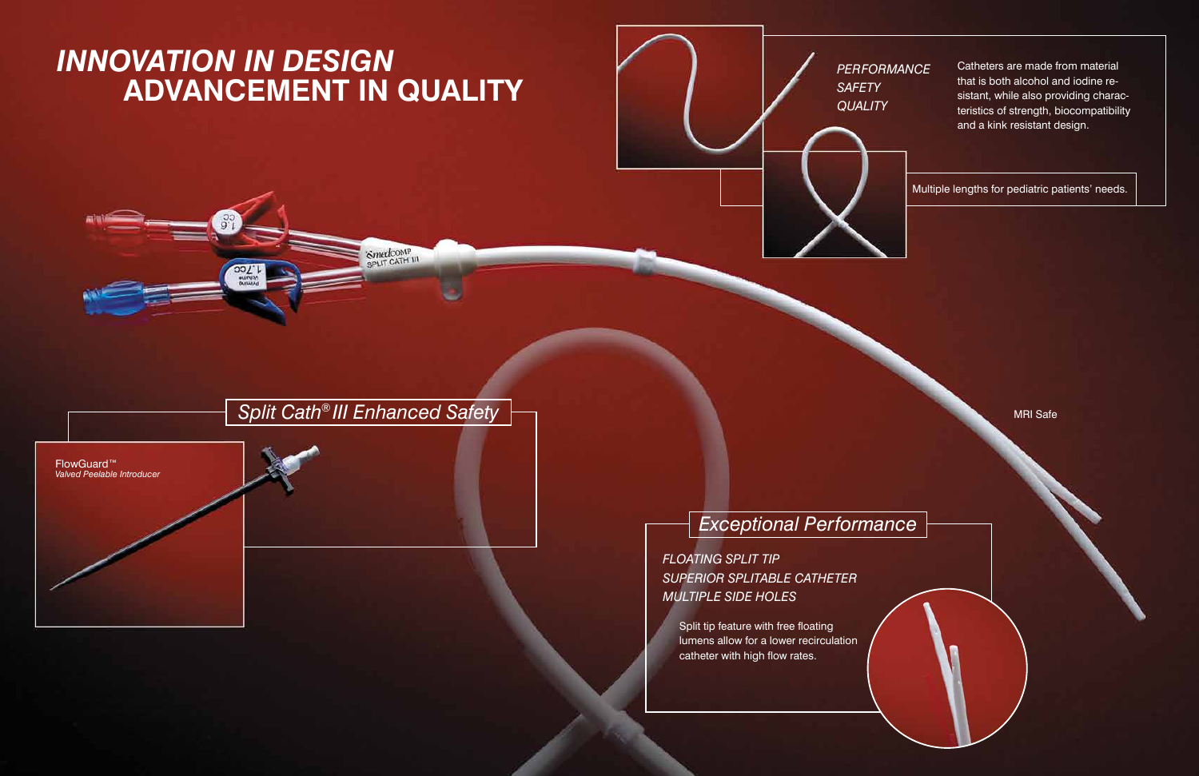# *INNOVATION IN DESIGN*
# ADVANCEMENT IN QUALITY

*PERFORMANCE*
*SAFETY*
*QUALITY*

Catheters are made from material that is both alcohol and iodine resistant, while also providing characteristics of strength, biocompatibility and a kink resistant design.

Multiple lengths for pediatric patients' needs.

## *Split Cath® III Enhanced Safety*

FlowGuard™
*Valved Peelable Introducer*

MRI Safe

## *Exceptional Performance*

*FLOATING SPLIT TIP*
*SUPERIOR SPLITABLE CATHETER*
*MULTIPLE SIDE HOLES*

Split tip feature with free floating lumens allow for a lower recirculation catheter with high flow rates.